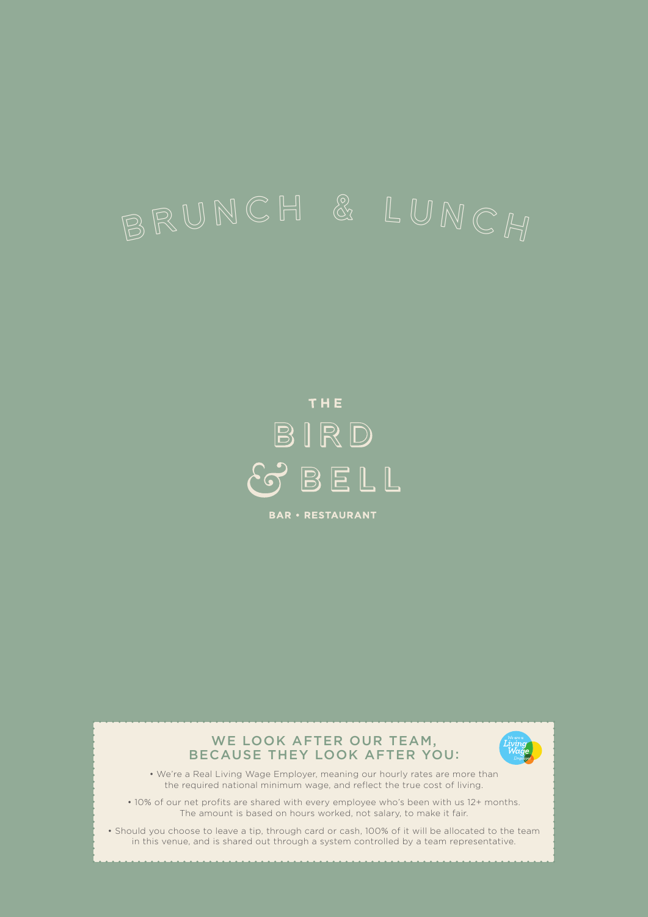# BRUNCH & LUNCH

THE
BIRD
& BELL

BAR • RESTAURANT

## WE LOOK AFTER OUR TEAM, BECAUSE THEY LOOK AFTER YOU:

We are a Living Wage Employer

- We're a Real Living Wage Employer, meaning our hourly rates are more than the required national minimum wage, and reflect the true cost of living.
- 10% of our net profits are shared with every employee who's been with us 12+ months. The amount is based on hours worked, not salary, to make it fair.
- Should you choose to leave a tip, through card or cash, 100% of it will be allocated to the team in this venue, and is shared out through a system controlled by a team representative.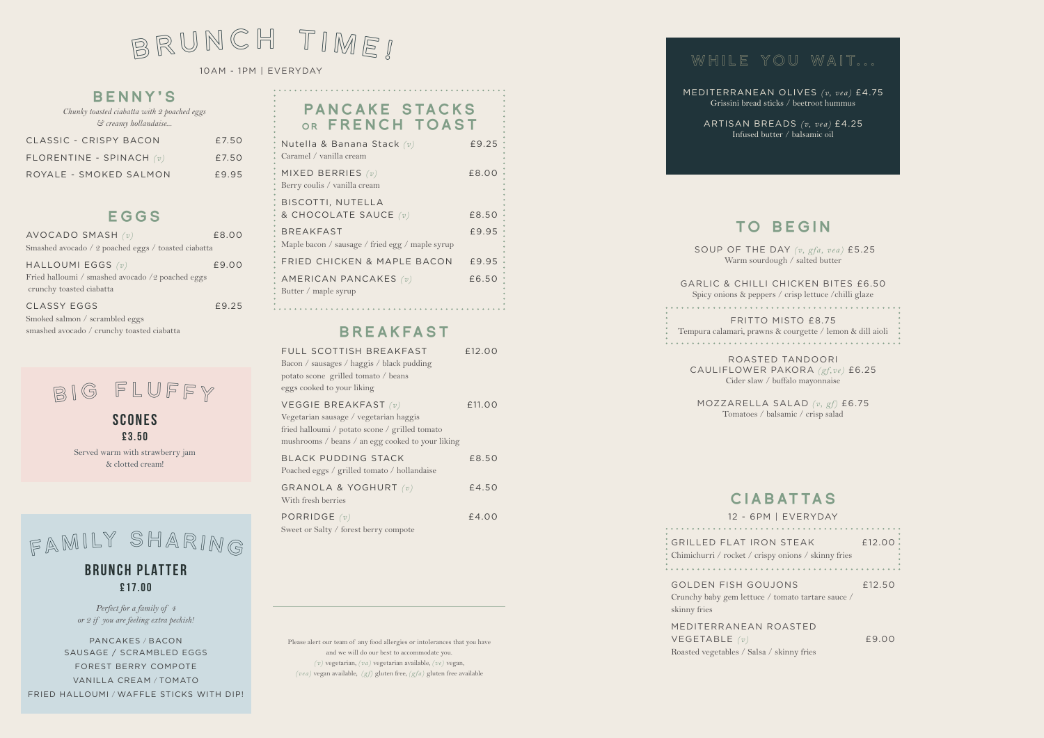# BRUNCH TIME!

10AM - 1PM | EVERYDAY

## BENNY'S

*Chunky toasted ciabatta with 2 poached eggs & creamy hollandaise...*

| | |
|---|---|
| CLASSIC - CRISPY BACON | £7.50 |
| FLORENTINE - SPINACH *(v)* | £7.50 |
| ROYALE - SMOKED SALMON | £9.95 |

## EGGS

AVOCADO SMASH *(v)* £8.00
Smashed avocado / 2 poached eggs / toasted ciabatta

HALLOUMI EGGS *(v)* £9.00
Fried halloumi / smashed avocado /2 poached eggs crunchy toasted ciabatta

CLASSY EGGS £9.25
Smoked salmon / scrambled eggs smashed avocado / crunchy toasted ciabatta

## BIG FLUFFY

### SCONES

**£3.50**

Served warm with strawberry jam & clotted cream!

## FAMILY SHARING

### BRUNCH PLATTER

**£17.00**

*Perfect for a family of 4 or 2 if you are feeling extra peckish!*

PANCAKES / BACON
SAUSAGE / SCRAMBLED EGGS
FOREST BERRY COMPOTE
VANILLA CREAM / TOMATO
FRIED HALLOUMI / WAFFLE STICKS WITH DIP!

## PANCAKE STACKS OR FRENCH TOAST

Nutella & Banana Stack *(v)* £9.25
Caramel / vanilla cream

MIXED BERRIES *(v)* £8.00
Berry coulis / vanilla cream

BISCOTTI, NUTELLA & CHOCOLATE SAUCE *(v)* £8.50

BREAKFAST £9.95
Maple bacon / sausage / fried egg / maple syrup

FRIED CHICKEN & MAPLE BACON £9.95

AMERICAN PANCAKES *(v)* £6.50
Butter / maple syrup

## BREAKFAST

FULL SCOTTISH BREAKFAST £12.00
Bacon / sausages / haggis / black pudding potato scone grilled tomato / beans eggs cooked to your liking

VEGGIE BREAKFAST *(v)* £11.00
Vegetarian sausage / vegetarian haggis fried halloumi / potato scone / grilled tomato mushrooms / beans / an egg cooked to your liking

BLACK PUDDING STACK £8.50
Poached eggs / grilled tomato / hollandaise

GRANOLA & YOGHURT *(v)* £4.50
With fresh berries

PORRIDGE *(v)* £4.00
Sweet or Salty / forest berry compote

Please alert our team of any food allergies or intolerances that you have and we will do our best to accommodate you.
*(v)* vegetarian, *(va)* vegetarian available, *(ve)* vegan, *(vea)* vegan available, *(gf)* gluten free, *(gfa)* gluten free available

## WHILE YOU WAIT...

MEDITERRANEAN OLIVES *(v, vea)* £4.75
Grissini bread sticks / beetroot hummus

ARTISAN BREADS *(v, vea)* £4.25
Infused butter / balsamic oil

## TO BEGIN

SOUP OF THE DAY *(v, gfa, vea)* £5.25
Warm sourdough / salted butter

GARLIC & CHILLI CHICKEN BITES £6.50
Spicy onions & peppers / crisp lettuce /chilli glaze

FRITTO MISTO £8.75
Tempura calamari, prawns & courgette / lemon & dill aioli

ROASTED TANDOORI CAULIFLOWER PAKORA *(gf,ve)* £6.25
Cider slaw / buffalo mayonnaise

MOZZARELLA SALAD *(v, gf)* £6.75
Tomatoes / balsamic / crisp salad

## CIABATTAS

12 - 6PM | EVERYDAY

GRILLED FLAT IRON STEAK £12.00
Chimichurri / rocket / crispy onions / skinny fries

GOLDEN FISH GOUJONS £12.50
Crunchy baby gem lettuce / tomato tartare sauce / skinny fries

MEDITERRANEAN ROASTED VEGETABLE *(v)* £9.00
Roasted vegetables / Salsa / skinny fries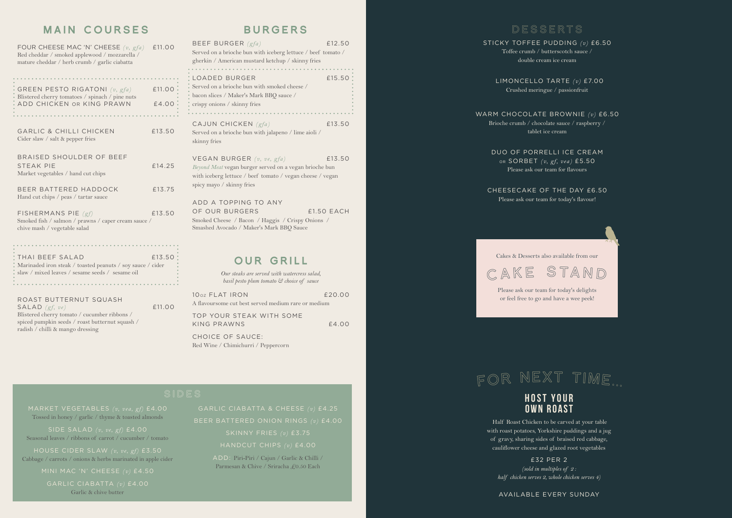## MAIN COURSES

FOUR CHEESE MAC 'N' CHEESE *(v, gfa)* £11.00
Red cheddar / smoked applewood / mozzarella / mature cheddar / herb crumb / garlic ciabatta

GREEN PESTO RIGATONI *(v, gfa)* £11.00
Blistered cherry tomatoes / spinach / pine nuts
ADD CHICKEN OR KING PRAWN £4.00

GARLIC & CHILLI CHICKEN £13.50
Cider slaw / salt & pepper fries

BRAISED SHOULDER OF BEEF STEAK PIE £14.25
Market vegetables / hand cut chips

BEER BATTERED HADDOCK £13.75
Hand cut chips / peas / tartar sauce

FISHERMANS PIE *(gf)* £13.50
Smoked fish / salmon / prawns / caper cream sauce / chive mash / vegetable salad

THAI BEEF SALAD £13.50
Marinaded iron steak / toasted peanuts / soy sauce / cider slaw / mixed leaves / sesame seeds / sesame oil

ROAST BUTTERNUT SQUASH SALAD *(gf, ve)* £11.00
Blistered cherry tomato / cucumber ribbons / spiced pumpkin seeds / roast butternut squash / radish / chilli & mango dressing

## BURGERS

BEEF BURGER *(gfa)* £12.50
Served on a brioche bun with iceberg lettuce / beef tomato / gherkin / American mustard ketchup / skinny fries

LOADED BURGER £15.50
Served on a brioche bun with smoked cheese / bacon slices / Maker's Mark BBQ sauce / crispy onions / skinny fries

CAJUN CHICKEN *(gfa)* £13.50
Served on a brioche bun with jalapeno / lime aioli / skinny fries

VEGAN BURGER *(v, ve, gfa)* £13.50
*Beyond Meat* vegan burger served on a vegan brioche bun with iceberg lettuce / beef tomato / vegan cheese / vegan spicy mayo / skinny fries

ADD A TOPPING TO ANY OF OUR BURGERS £1.50 EACH
Smoked Cheese / Bacon / Haggis / Crispy Onions / Smashed Avocado / Maker's Mark BBQ Sauce

## OUR GRILL

*Our steaks are served with watercress salad, basil pesto plum tomato & choice of sauce*

10oz FLAT IRON £20.00
A flavoursome cut best served medium rare or medium

TOP YOUR STEAK WITH SOME KING PRAWNS £4.00

CHOICE OF SAUCE:
Red Wine / Chimichurri / Peppercorn

## SIDES

MARKET VEGETABLES *(v, vea, gf)* £4.00
Tossed in honey / garlic / thyme & toasted almonds

SIDE SALAD *(v, ve, gf)* £4.00
Seasonal leaves / ribbons of carrot / cucumber / tomato

HOUSE CIDER SLAW *(v, ve, gf)* £3.50
Cabbage / carrots / onions & herbs marinated in apple cider

MINI MAC 'N' CHEESE *(v)* £4.50

GARLIC CIABATTA *(v)* £4.00
Garlic & chive butter

GARLIC CIABATTA & CHEESE *(v)* £4.25

BEER BATTERED ONION RINGS *(v)* £4.00

SKINNY FRIES *(v)* £3.75

HANDCUT CHIPS *(v)* £4.00

ADD: Piri-Piri / Cajun / Garlic & Chilli / Parmesan & Chive / Sriracha £0.50 Each

## DESSERTS

STICKY TOFFEE PUDDING *(v)* £6.50
Toffee crumb / butterscotch sauce / double cream ice cream

LIMONCELLO TARTE *(v)* £7.00
Crushed meringue / passionfruit

WARM CHOCOLATE BROWNIE *(v)* £6.50
Brioche crumb / chocolate sauce / raspberry / tablet ice cream

DUO OF PORRELLI ICE CREAM OR SORBET *(v, gf, vea)* £5.50
Please ask our team for flavours

CHEESECAKE OF THE DAY £6.50
Please ask our team for today's flavour!

Cakes & Desserts also available from our

## CAKE STAND

Please ask our team for today's delights or feel free to go and have a wee peek!

## FOR NEXT TIME...

### HOST YOUR OWN ROAST

Half Roast Chicken to be carved at your table with roast potatoes, Yorkshire puddings and a jug of gravy, sharing sides of braised red cabbage, cauliflower cheese and glazed root vegetables

£32 PER 2

*(sold in multiples of 2 : half chicken serves 2, whole chicken serves 4)*

AVAILABLE EVERY SUNDAY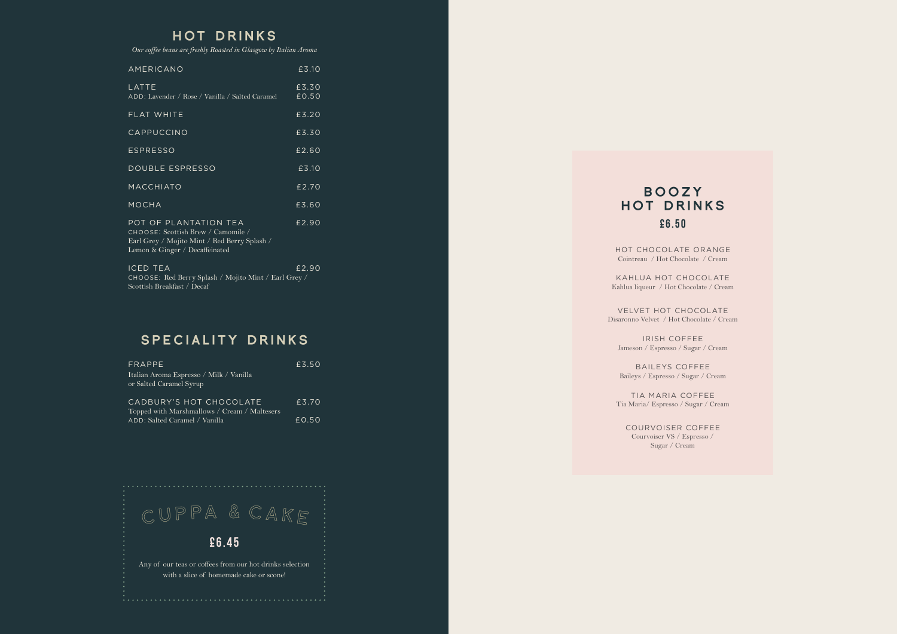## HOT DRINKS

*Our coffee beans are freshly Roasted in Glasgow by Italian Aroma*

| Item | Price |
|---|---|
| AMERICANO | £3.10 |
| LATTE | £3.30 |
| ADD: Lavender / Rose / Vanilla / Salted Caramel | £0.50 |
| FLAT WHITE | £3.20 |
| CAPPUCCINO | £3.30 |
| ESPRESSO | £2.60 |
| DOUBLE ESPRESSO | £3.10 |
| MACCHIATO | £2.70 |
| MOCHA | £3.60 |
| POT OF PLANTATION TEA<br>CHOOSE: Scottish Brew / Camomile / Earl Grey / Mojito Mint / Red Berry Splash / Lemon & Ginger / Decaffeinated | £2.90 |
| ICED TEA<br>CHOOSE: Red Berry Splash / Mojito Mint / Earl Grey / Scottish Breakfast / Decaf | £2.90 |

## SPECIALITY DRINKS

| Item | Price |
|---|---|
| FRAPPE<br>Italian Aroma Espresso / Milk / Vanilla or Salted Caramel Syrup | £3.50 |
| CADBURY'S HOT CHOCOLATE<br>Topped with Marshmallows / Cream / Maltesers | £3.70 |
| ADD: Salted Caramel / Vanilla | £0.50 |

## CUPPA & CAKE

**£6.45**

Any of our teas or coffees from our hot drinks selection with a slice of homemade cake or scone!

## BOOZY HOT DRINKS

**£6.50**

HOT CHOCOLATE ORANGE
Cointreau / Hot Chocolate / Cream

KAHLUA HOT CHOCOLATE
Kahlua liqueur / Hot Chocolate / Cream

VELVET HOT CHOCOLATE
Disaronno Velvet / Hot Chocolate / Cream

IRISH COFFEE
Jameson / Espresso / Sugar / Cream

BAILEYS COFFEE
Baileys / Espresso / Sugar / Cream

TIA MARIA COFFEE
Tia Maria/ Espresso / Sugar / Cream

COURVOISER COFFEE
Courvoiser VS / Espresso / Sugar / Cream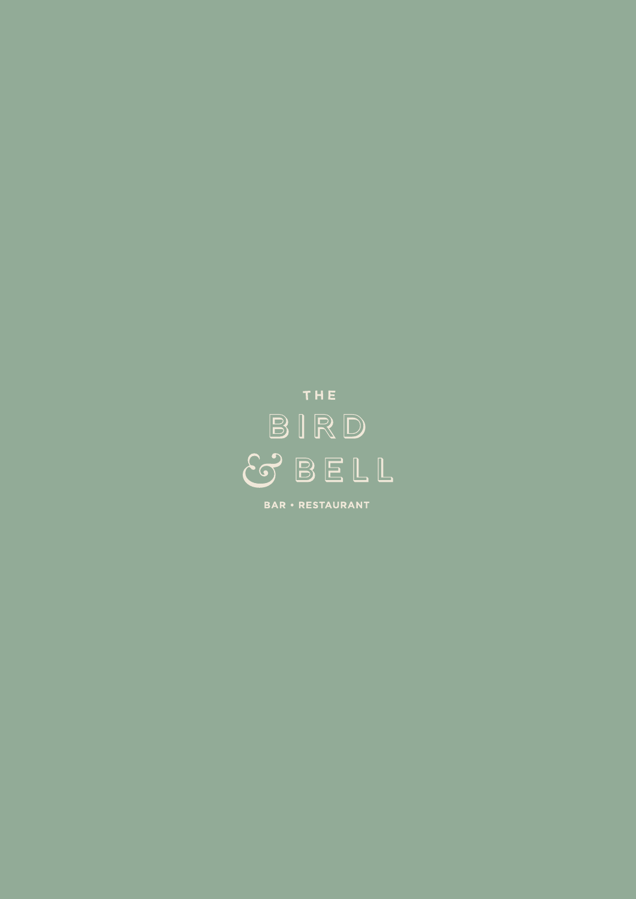THE

BIRD

& BELL

BAR • RESTAURANT